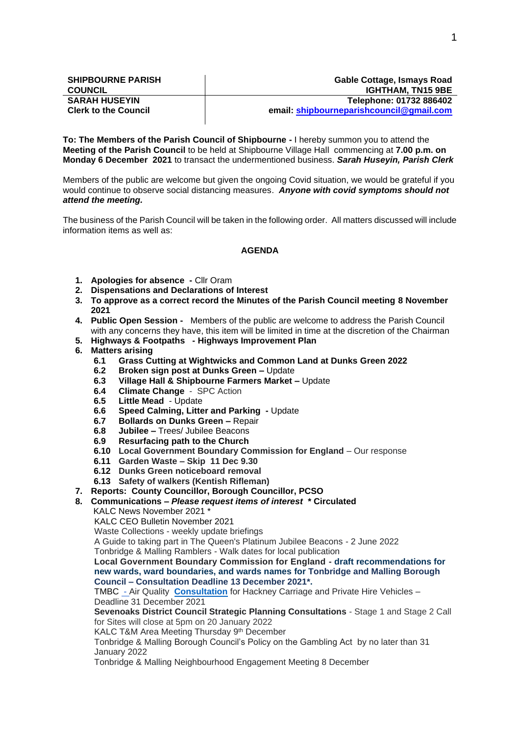| **SHIPBOURNE PARISH COUNCIL** | **Gable Cottage, Ismays Road IGHTHAM, TN15 9BE** |
|---|---|
| **SARAH HUSEYIN Clerk to the Council** | **Telephone: 01732 886402 email: shipbourneparishcouncil@gmail.com** |

**To: The Members of the Parish Council of Shipbourne -** I hereby summon you to attend the **Meeting of the Parish Council** to be held at Shipbourne Village Hall commencing at **7.00 p.m. on Monday 6 December 2021** to transact the undermentioned business. ***Sarah Huseyin, Parish Clerk***

Members of the public are welcome but given the ongoing Covid situation, we would be grateful if you would continue to observe social distancing measures. ***Anyone with covid symptoms should not attend the meeting.***

The business of the Parish Council will be taken in the following order. All matters discussed will include information items as well as:

## AGENDA

1. **Apologies for absence -** Cllr Oram
2. **Dispensations and Declarations of Interest**
3. **To approve as a correct record the Minutes of the Parish Council meeting 8 November 2021**
4. **Public Open Session -** Members of the public are welcome to address the Parish Council with any concerns they have, this item will be limited in time at the discretion of the Chairman
5. **Highways & Footpaths - Highways Improvement Plan**
6. **Matters arising**
   - **6.1 Grass Cutting at Wightwicks and Common Land at Dunks Green 2022**
   - **6.2 Broken sign post at Dunks Green –** Update
   - **6.3 Village Hall & Shipbourne Farmers Market –** Update
   - **6.4 Climate Change** - SPC Action
   - **6.5 Little Mead** - Update
   - **6.6 Speed Calming, Litter and Parking -** Update
   - **6.7 Bollards on Dunks Green –** Repair
   - **6.8 Jubilee –** Trees/ Jubilee Beacons
   - **6.9 Resurfacing path to the Church**
   - **6.10 Local Government Boundary Commission for England** – Our response
   - **6.11 Garden Waste – Skip 11 Dec 9.30**
   - **6.12 Dunks Green noticeboard removal**
   - **6.13 Safety of walkers (Kentish Rifleman)**
7. **Reports: County Councillor, Borough Councillor, PCSO**
8. **Communications – *Please request items of interest* * Circulated**

   KALC News November 2021 *

   KALC CEO Bulletin November 2021

   Waste Collections - weekly update briefings

   A Guide to taking part in The Queen's Platinum Jubilee Beacons - 2 June 2022

   Tonbridge & Malling Ramblers - Walk dates for local publication

   **Local Government Boundary Commission for England - draft recommendations for new wards, ward boundaries, and wards names for Tonbridge and Malling Borough Council – Consultation Deadline 13 December 2021*.**

   TMBC - Air Quality **Consultation** for Hackney Carriage and Private Hire Vehicles – Deadline 31 December 2021

   **Sevenoaks District Council Strategic Planning Consultations** - Stage 1 and Stage 2 Call for Sites will close at 5pm on 20 January 2022

   KALC T&M Area Meeting Thursday 9th December

   Tonbridge & Malling Borough Council's Policy on the Gambling Act by no later than 31 January 2022

   Tonbridge & Malling Neighbourhood Engagement Meeting 8 December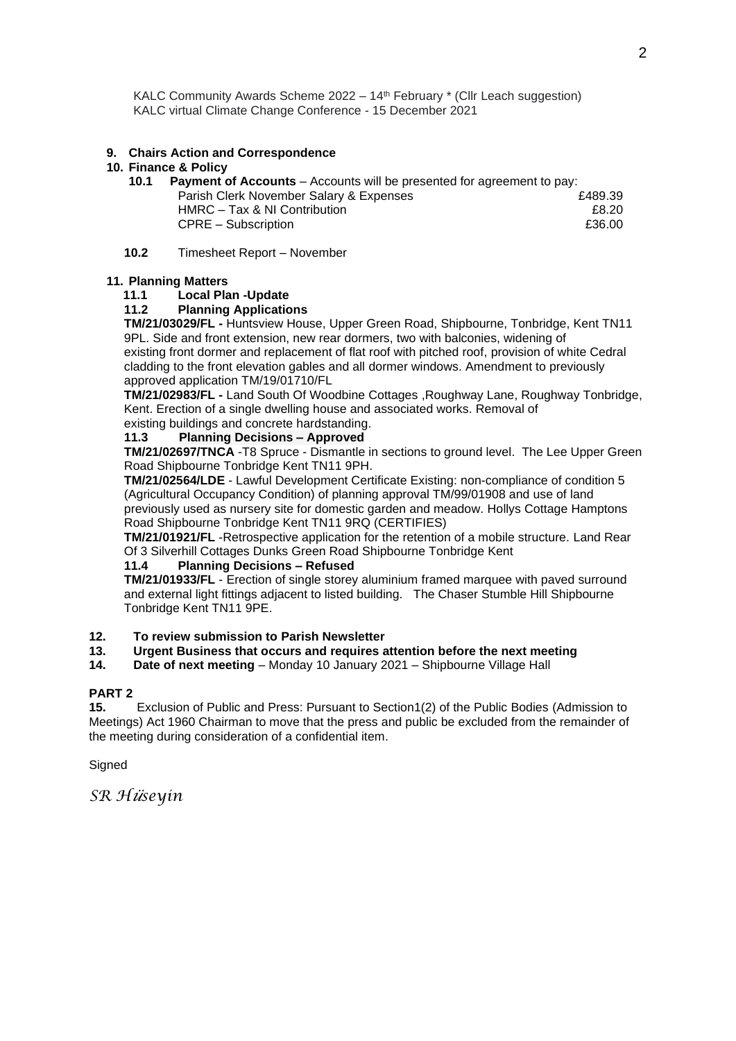KALC Community Awards Scheme 2022 – 14th February * (Cllr Leach suggestion)
KALC virtual Climate Change Conference - 15 December 2021

**9. Chairs Action and Correspondence**

**10. Finance & Policy**

**10.1 Payment of Accounts** – Accounts will be presented for agreement to pay:

| | |
|---|---|
| Parish Clerk November Salary & Expenses | £489.39 |
| HMRC – Tax & NI Contribution | £8.20 |
| CPRE – Subscription | £36.00 |

**10.2** Timesheet Report – November

**11. Planning Matters**

**11.1 Local Plan -Update**

**11.2 Planning Applications**

**TM/21/03029/FL -** Huntsview House, Upper Green Road, Shipbourne, Tonbridge, Kent TN11 9PL. Side and front extension, new rear dormers, two with balconies, widening of existing front dormer and replacement of flat roof with pitched roof, provision of white Cedral cladding to the front elevation gables and all dormer windows. Amendment to previously approved application TM/19/01710/FL

**TM/21/02983/FL -** Land South Of Woodbine Cottages ,Roughway Lane, Roughway Tonbridge, Kent. Erection of a single dwelling house and associated works. Removal of existing buildings and concrete hardstanding.

**11.3 Planning Decisions – Approved**

**TM/21/02697/TNCA** -T8 Spruce - Dismantle in sections to ground level. The Lee Upper Green Road Shipbourne Tonbridge Kent TN11 9PH.

**TM/21/02564/LDE** - Lawful Development Certificate Existing: non-compliance of condition 5 (Agricultural Occupancy Condition) of planning approval TM/99/01908 and use of land previously used as nursery site for domestic garden and meadow. Hollys Cottage Hamptons Road Shipbourne Tonbridge Kent TN11 9RQ (CERTIFIES)

**TM/21/01921/FL** -Retrospective application for the retention of a mobile structure. Land Rear Of 3 Silverhill Cottages Dunks Green Road Shipbourne Tonbridge Kent

**11.4 Planning Decisions – Refused**

**TM/21/01933/FL** - Erection of single storey aluminium framed marquee with paved surround and external light fittings adjacent to listed building. The Chaser Stumble Hill Shipbourne Tonbridge Kent TN11 9PE.

**12. To review submission to Parish Newsletter**

**13. Urgent Business that occurs and requires attention before the next meeting**

**14. Date of next meeting** – Monday 10 January 2021 – Shipbourne Village Hall

**PART 2**

**15.** Exclusion of Public and Press: Pursuant to Section1(2) of the Public Bodies (Admission to Meetings) Act 1960 Chairman to move that the press and public be excluded from the remainder of the meeting during consideration of a confidential item.

Signed

*SR Hüseyin*